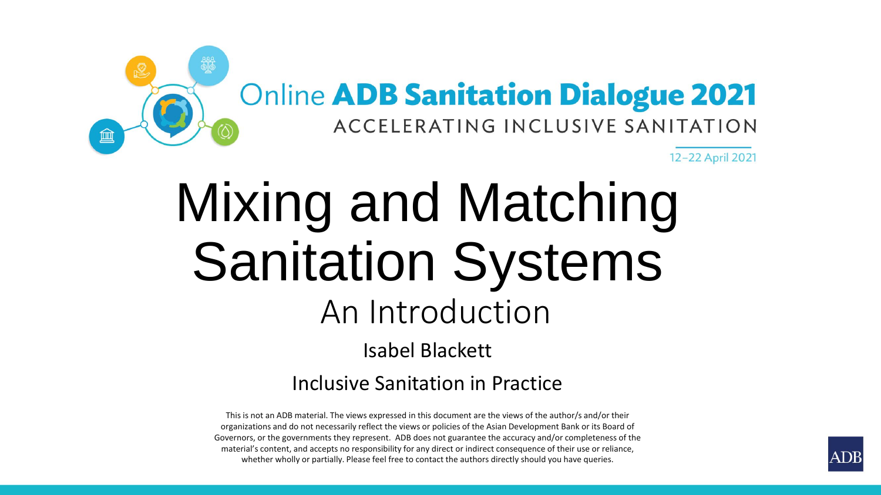Online **ADB Sanitation Dialogue 2021**

ACCELERATING INCLUSIVE SANITATION

12–22 April 2021

# Mixing and Matching Sanitation Systems

## An Introduction

Isabel Blackett

Inclusive Sanitation in Practice

This is not an ADB material. The views expressed in this document are the views of the author/s and/or their organizations and do not necessarily reflect the views or policies of the Asian Development Bank or its Board of Governors, or the governments they represent. ADB does not guarantee the accuracy and/or completeness of the material's content, and accepts no responsibility for any direct or indirect consequence of their use or reliance, whether wholly or partially. Please feel free to contact the authors directly should you have queries.

ADB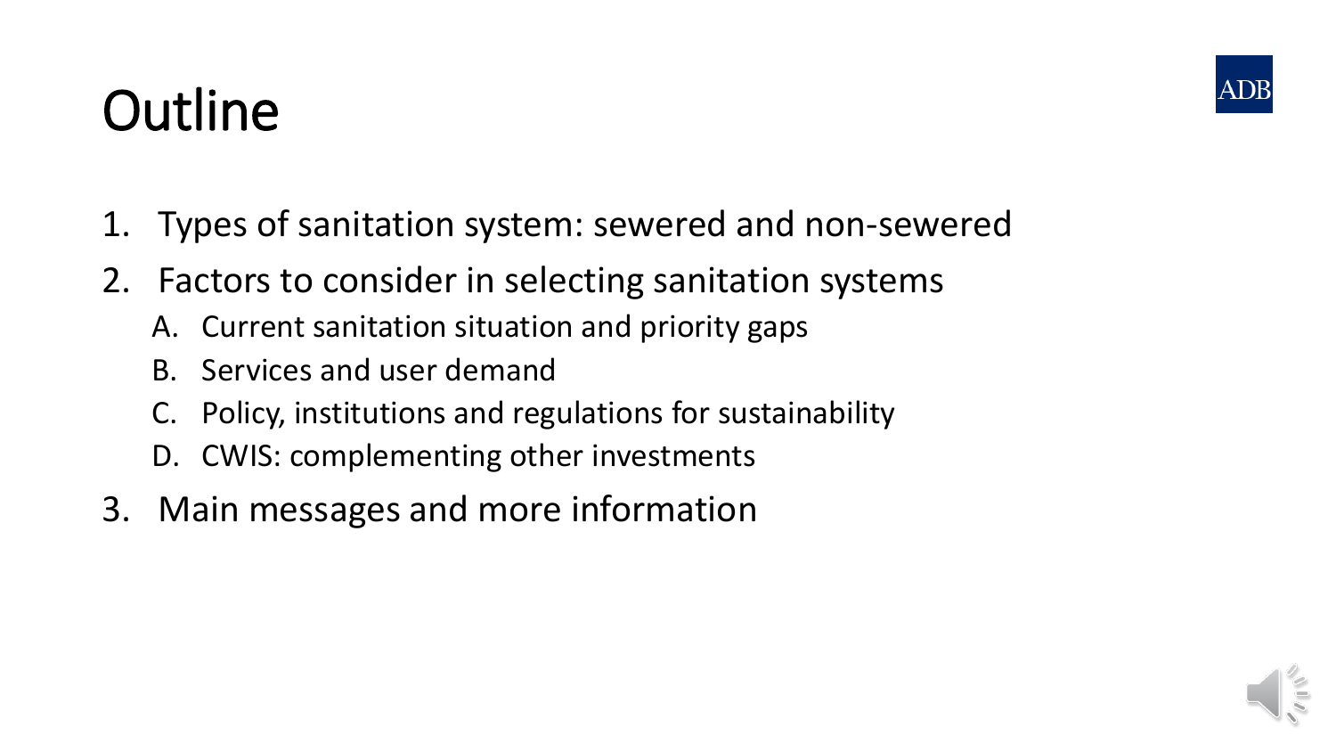# Outline

1. Types of sanitation system: sewered and non-sewered
2. Factors to consider in selecting sanitation systems
   A. Current sanitation situation and priority gaps
   B. Services and user demand
   C. Policy, institutions and regulations for sustainability
   D. CWIS: complementing other investments
3. Main messages and more information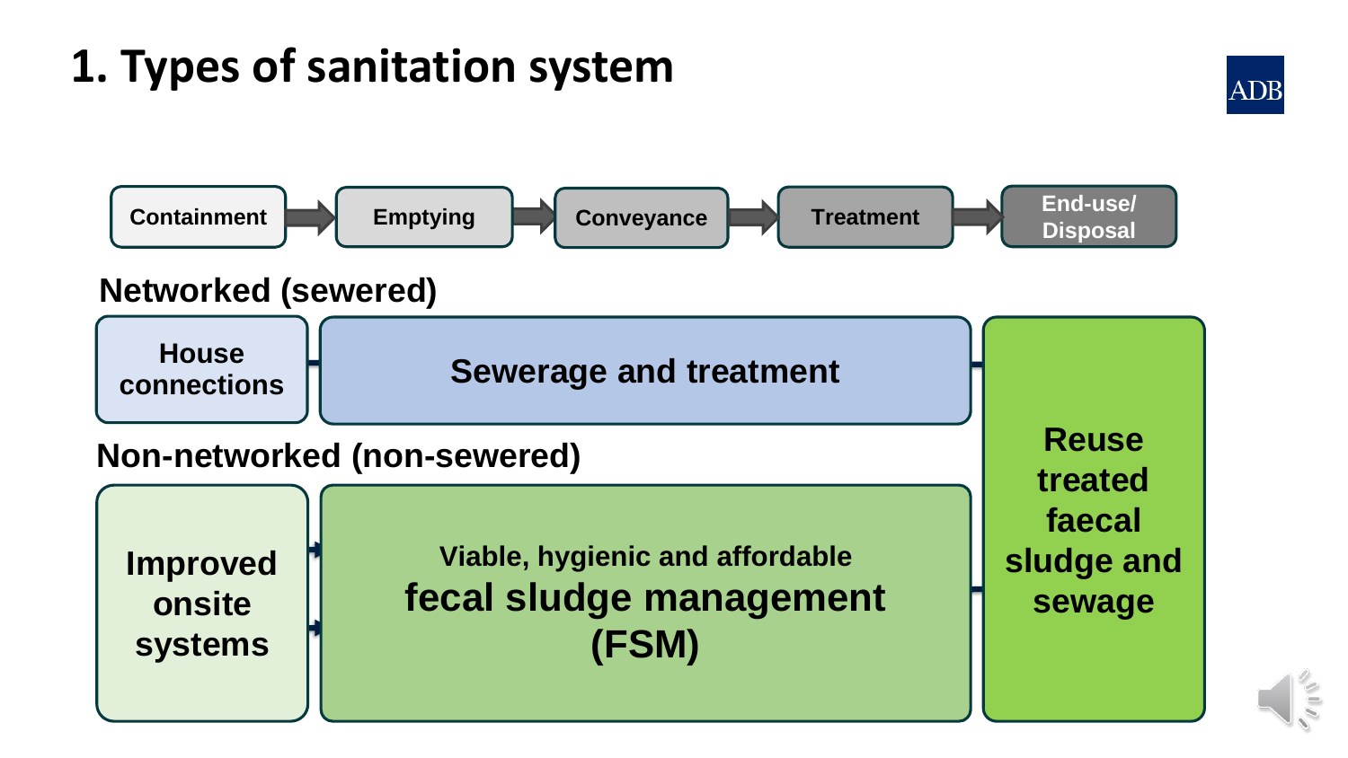# 1. Types of sanitation system

Containment → Emptying → Conveyance → Treatment → End-use/ Disposal

**Networked (sewered)**

House connections | Sewerage and treatment

**Non-networked (non-sewered)**

Improved onsite systems | Viable, hygienic and affordable **fecal sludge management (FSM)**

Reuse treated faecal sludge and sewage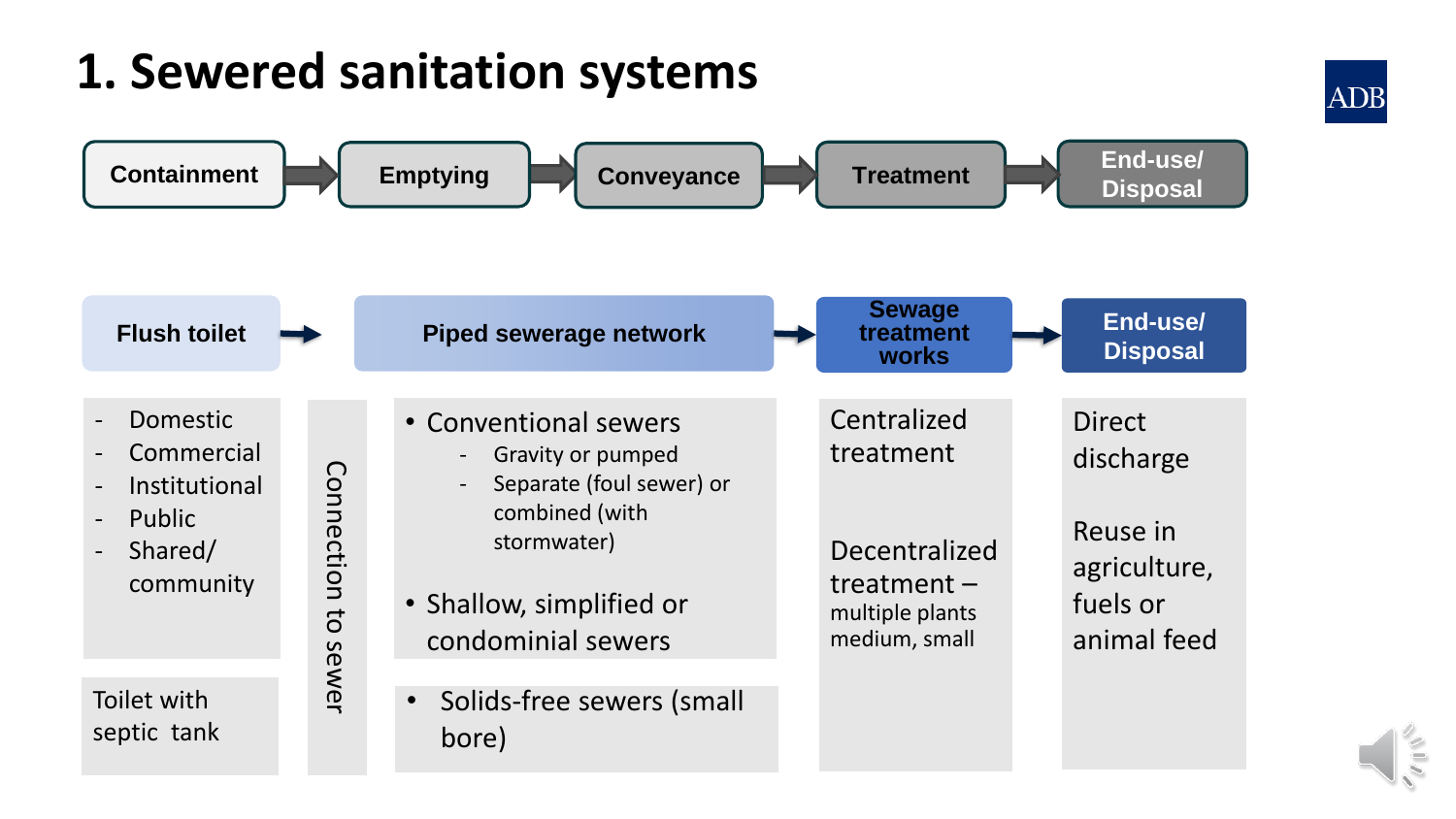# 1. Sewered sanitation systems

Containment → Emptying → Conveyance → Treatment → End-use/ Disposal

| Flush toilet → | | Piped sewerage network → | Sewage treatment works → | End-use/ Disposal |
|---|---|---|---|---|
| - Domestic<br>- Commercial<br>- Institutional<br>- Public<br>- Shared/ community | Connection to sewer | • Conventional sewers<br>  - Gravity or pumped<br>  - Separate (foul sewer) or combined (with stormwater)<br>• Shallow, simplified or condominial sewers | Centralized treatment<br><br>Decentralized treatment – multiple plants medium, small | Direct discharge<br><br>Reuse in agriculture, fuels or animal feed |
| Toilet with septic tank | | • Solids-free sewers (small bore) | | |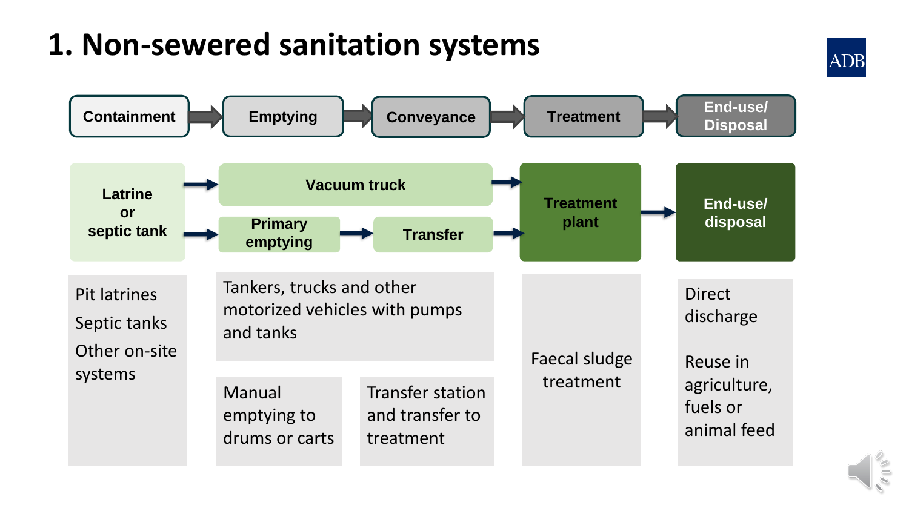# 1. Non-sewered sanitation systems

Containment → Emptying → Conveyance → Treatment → End-use/ Disposal

| Containment | Emptying | Conveyance | Treatment | End-use/ Disposal |
|---|---|---|---|---|
| Latrine or septic tank | Vacuum truck | | Treatment plant | End-use/ disposal |
| | Primary emptying | Transfer | | |
| Pit latrines<br>Septic tanks<br>Other on-site systems | Tankers, trucks and other motorized vehicles with pumps and tanks | | Faecal sludge treatment | Direct discharge<br><br>Reuse in agriculture, fuels or animal feed |
| | Manual emptying to drums or carts | Transfer station and transfer to treatment | | |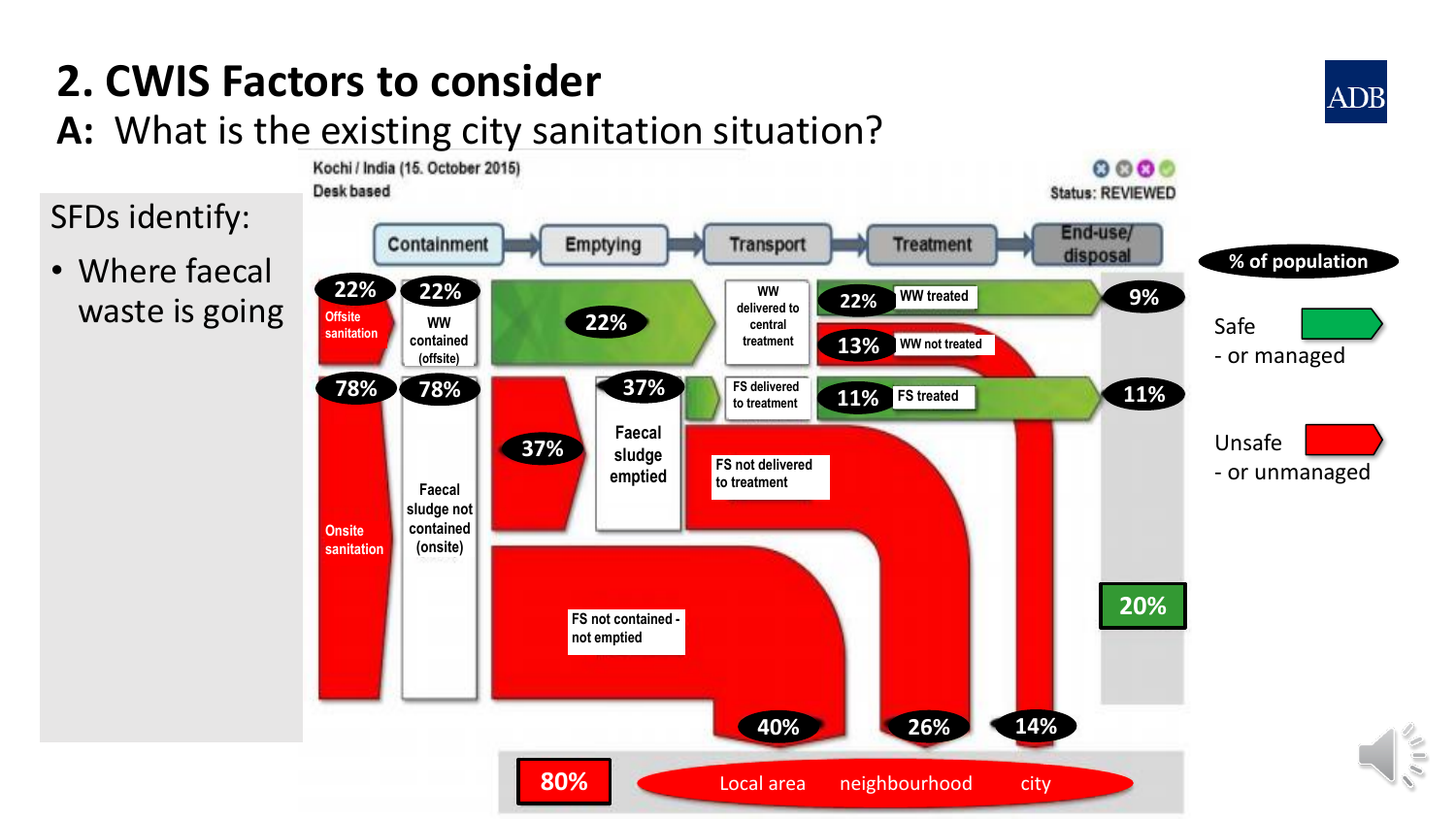# 2. CWIS Factors to consider

## A: What is the existing city sanitation situation?

SFDs identify:

- Where faecal waste is going

Kochi / India (15. October 2015)
Desk based

Status: REVIEWED

Containment → Emptying → Transport → Treatment → End-use/ disposal

% of population

Safe - or managed

Unsafe - or unmanaged

22% Offsite sanitation

22% WW contained (offsite)

22%

WW delivered to central treatment

22% WW treated

9%

13% WW not treated

78% Onsite sanitation

78% Faecal sludge not contained (onsite)

37%

37% Faecal sludge emptied

FS delivered to treatment

11% FS treated

11%

FS not delivered to treatment

FS not contained - not emptied

20%

40%

26%

14%

80%

Local area neighbourhood city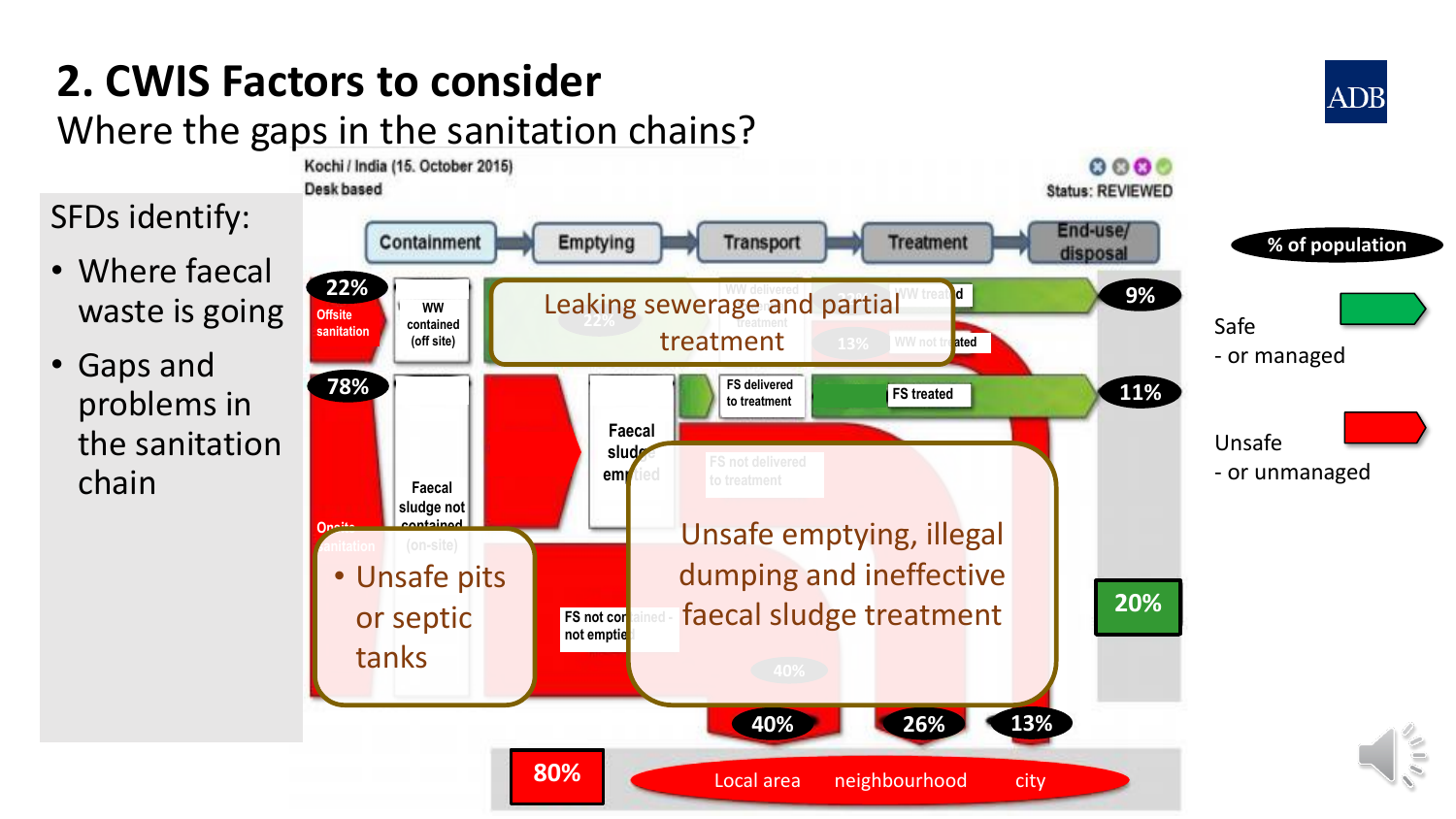# 2. CWIS Factors to consider

## Where the gaps in the sanitation chains?

SFDs identify:

- Where faecal waste is going
- Gaps and problems in the sanitation chain

Kochi / India (15. October 2015)
Desk based

Status: REVIEWED

Containment → Emptying → Transport → Treatment → End-use/ disposal

22% Offsite sanitation — WW contained (off site)

Leaking sewerage and partial treatment

WW treated — 9%

13% WW not treated

78% Onsite sanitation

FS delivered to treatment — FS treated — 11%

Faecal sludge emptied

Faecal sludge not contained (on-site)

- Unsafe pits or septic tanks

FS not contained - not emptied

Unsafe emptying, illegal dumping and ineffective faecal sludge treatment

20%

40% · 26% · 13%

80%

Local area · neighbourhood · city

% of population

Safe
- or managed

Unsafe
- or unmanaged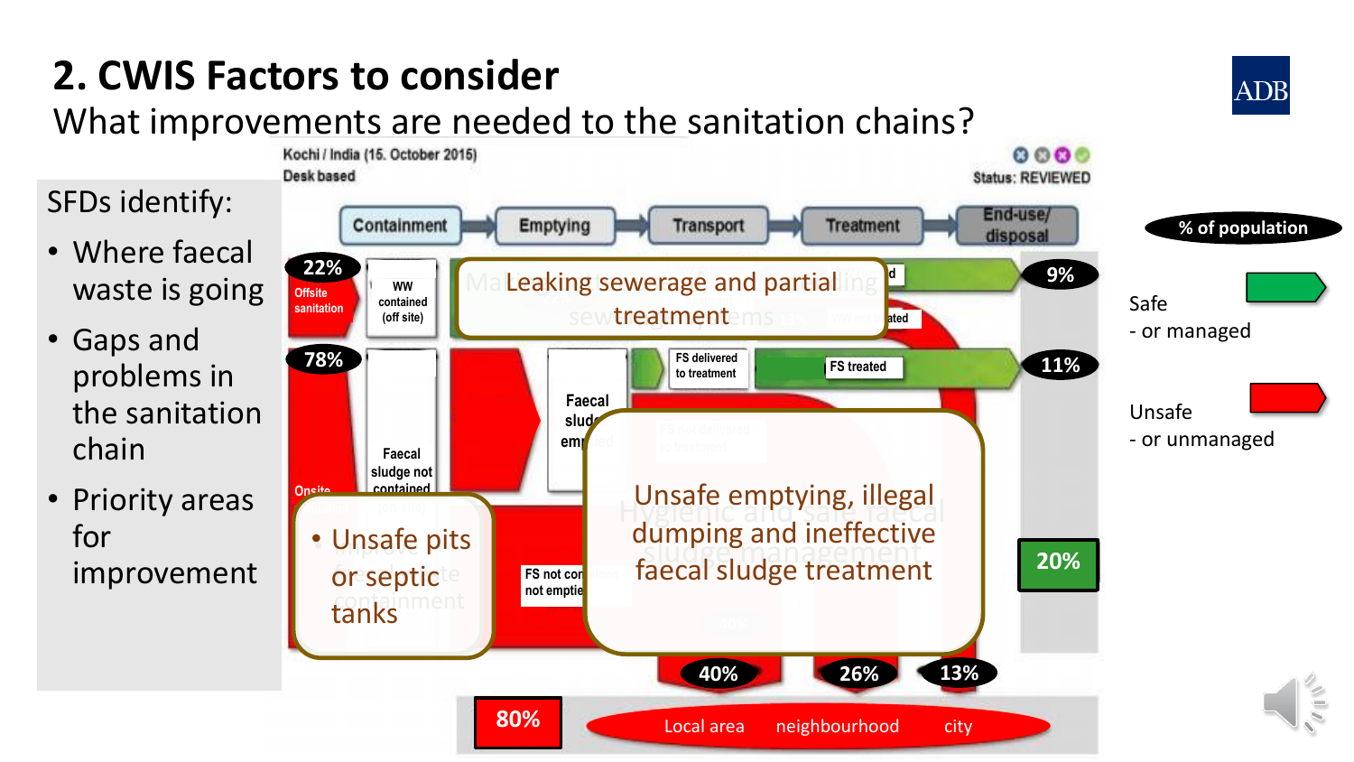# 2. CWIS Factors to consider

## What improvements are needed to the sanitation chains?

SFDs identify:

- Where faecal waste is going
- Gaps and problems in the sanitation chain
- Priority areas for improvement

Kochi / India (15. October 2015)
Desk based

Status: REVIEWED

Containment → Emptying → Transport → Treatment → End-use/ disposal

22% Offsite sanitation — WW contained (off site)

78% Onsite sanitation — Faecal sludge not contained

Faecal sludge emptied

FS delivered to treatment

FS treated

FS not contained – not emptied

9%

11%

20%

Leaking sewerage and partial treatment

- Unsafe pits or septic tanks

Unsafe emptying, illegal dumping and ineffective faecal sludge treatment

40% | 26% | 13%

80% — Local area | neighbourhood | city

% of population

Safe
- or managed

Unsafe
- or unmanaged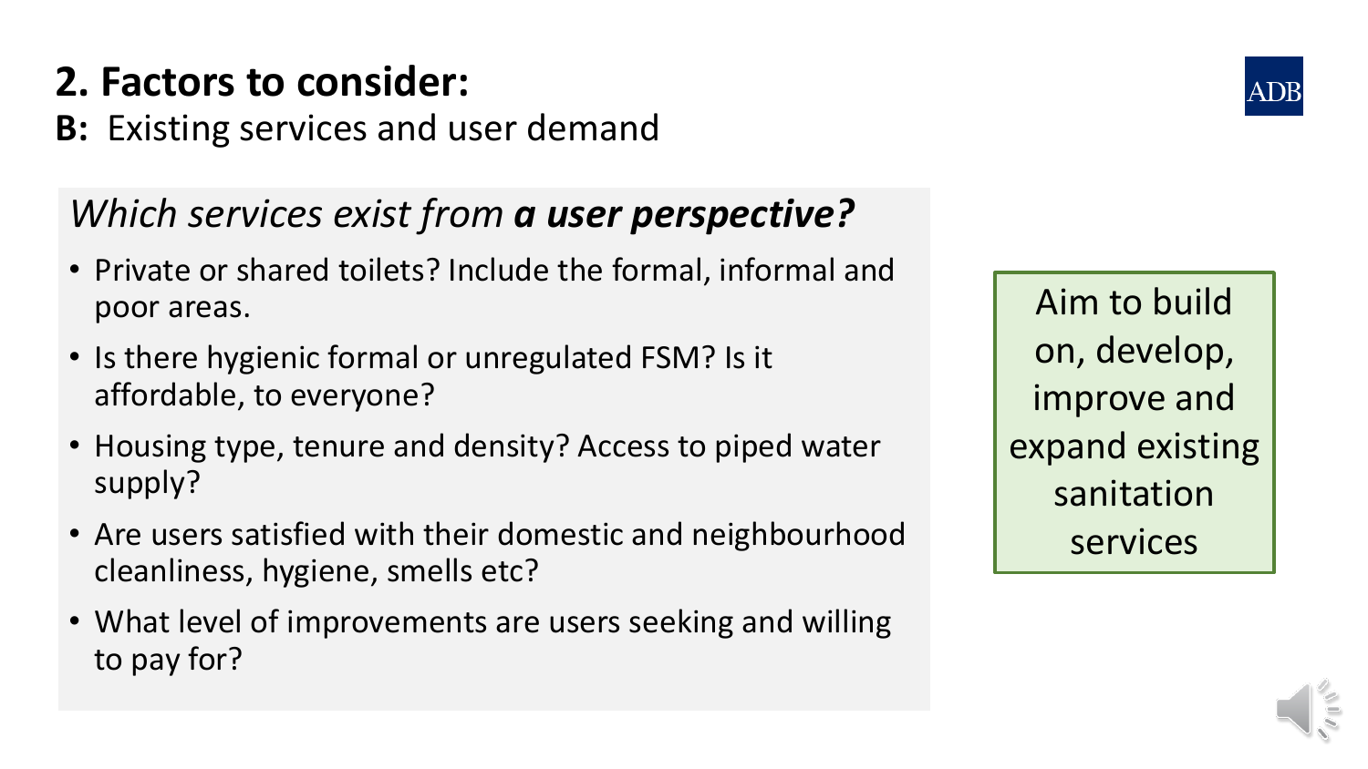# 2. Factors to consider:

**B:** Existing services and user demand

*Which services exist from* ***a user perspective?***

- Private or shared toilets? Include the formal, informal and poor areas.
- Is there hygienic formal or unregulated FSM? Is it affordable, to everyone?
- Housing type, tenure and density? Access to piped water supply?
- Are users satisfied with their domestic and neighbourhood cleanliness, hygiene, smells etc?
- What level of improvements are users seeking and willing to pay for?

Aim to build on, develop, improve and expand existing sanitation services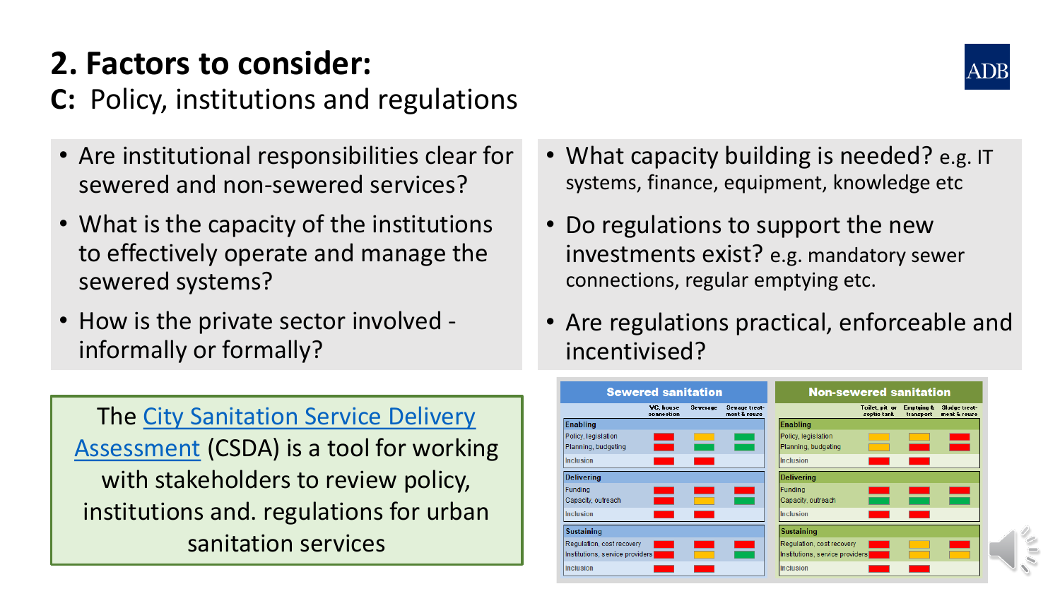# 2. Factors to consider:

## C: Policy, institutions and regulations

- Are institutional responsibilities clear for sewered and non-sewered services?
- What is the capacity of the institutions to effectively operate and manage the sewered systems?
- How is the private sector involved - informally or formally?
- What capacity building is needed? e.g. IT systems, finance, equipment, knowledge etc
- Do regulations to support the new investments exist? e.g. mandatory sewer connections, regular emptying etc.
- Are regulations practical, enforceable and incentivised?

The [City Sanitation Service Delivery Assessment]() (CSDA) is a tool for working with stakeholders to review policy, institutions and. regulations for urban sanitation services

| Sewered sanitation | WC, house connection | Sewerage | Sewage treatment & reuse |
|---|---|---|---|
| **Enabling** | | | |
| Policy, legislation | Red | Yellow | Green |
| Planning, budgeting | Red | Green | Green |
| Inclusion | Red | Red | |
| **Delivering** | | | |
| Funding | Red | Red | Red |
| Capacity, outreach | Red | Yellow | Green |
| Inclusion | Red | Red | |
| **Sustaining** | | | |
| Regulation, cost recovery | Red | Red | Red |
| Institutions, service providers | Red | Yellow | Green |
| Inclusion | Red | Red | |

| Non-sewered sanitation | Toilet, pit or septic tank | Emptying & transport | Sludge treatment & reuse |
|---|---|---|---|
| **Enabling** | | | |
| Policy, legislation | Yellow | Yellow | Red |
| Planning, budgeting | Yellow | Red | Red |
| Inclusion | Red | Red | |
| **Delivering** | | | |
| Funding | Red | Red | Red |
| Capacity, outreach | Green | Green | Green |
| Inclusion | Red | Red | |
| **Sustaining** | | | |
| Regulation, cost recovery | Red | Yellow | Red |
| Institutions, service providers | Red | Yellow | Yellow |
| Inclusion | Red | Red | |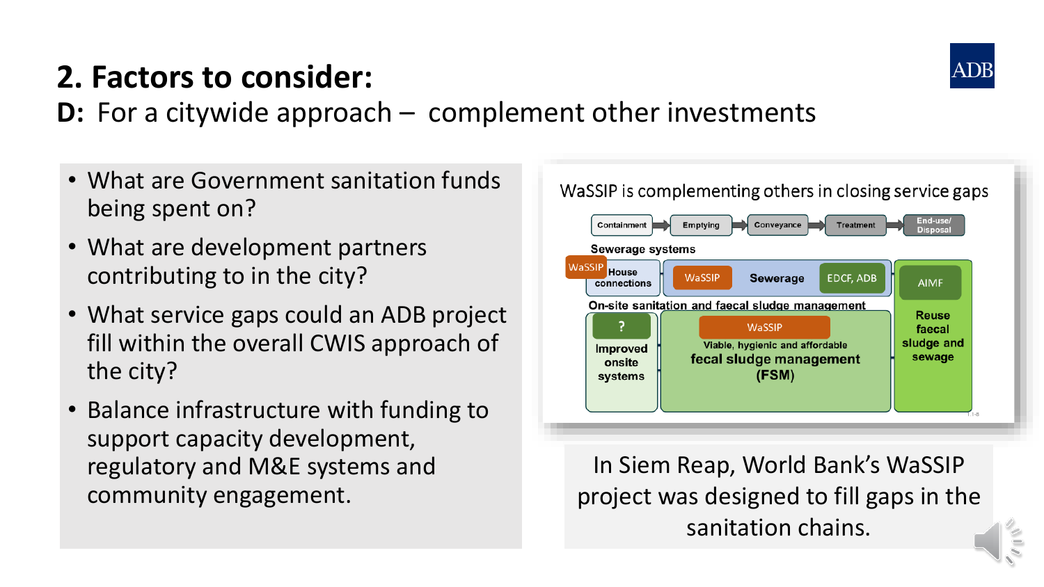# 2. Factors to consider:

**D:** For a citywide approach – complement other investments

- What are Government sanitation funds being spent on?
- What are development partners contributing to in the city?
- What service gaps could an ADB project fill within the overall CWIS approach of the city?
- Balance infrastructure with funding to support capacity development, regulatory and M&E systems and community engagement.

WaSSIP is complementing others in closing service gaps

Containment → Emptying → Conveyance → Treatment → End-use/ Disposal

Sewerage systems

WaSSIP House connections | WaSSIP Sewerage EDCF, ADB | AIMF

On-site sanitation and faecal sludge management

? Improved onsite systems | WaSSIP Viable, hygienic and affordable fecal sludge management (FSM) | Reuse faecal sludge and sewage

In Siem Reap, World Bank's WaSSIP project was designed to fill gaps in the sanitation chains.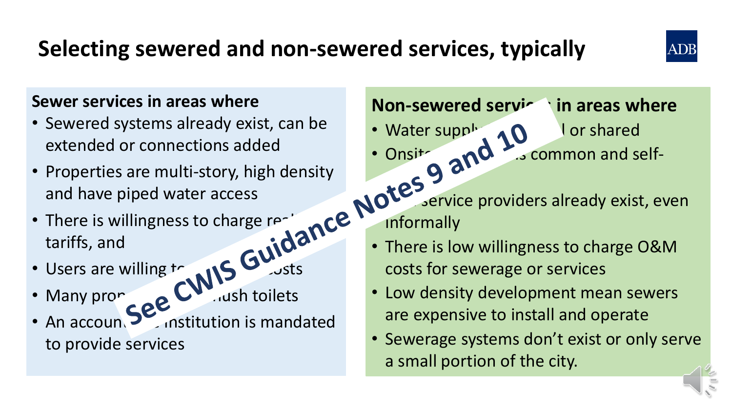# Selecting sewered and non-sewered services, typically

**Sewer services in areas where**

- Sewered systems already exist, can be extended or connections added
- Properties are multi-story, high density and have piped water access
- There is willingness to charge re... tariffs, and
- Users are willing t... ...osts
- Many pro... ...ush toilets
- An accoun... ...institution is mandated to provide services

**Non-sewered servi... in areas where**

- Water suppl... ...l or shared
- Onsit... ...s common and self-
- ... service providers already exist, even informally
- There is low willingness to charge O&M costs for sewerage or services
- Low density development mean sewers are expensive to install and operate
- Sewerage systems don't exist or only serve a small portion of the city.

**See CWIS Guidance Notes 9 and 10**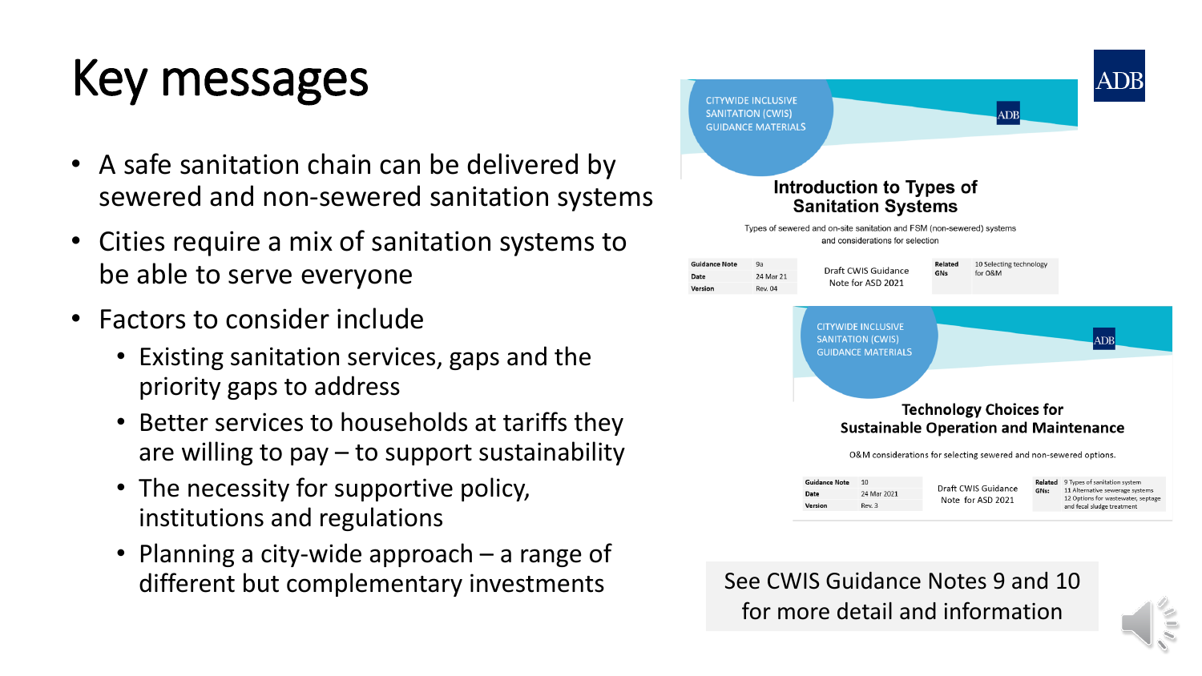# Key messages

- A safe sanitation chain can be delivered by sewered and non-sewered sanitation systems
- Cities require a mix of sanitation systems to be able to serve everyone
- Factors to consider include
  - Existing sanitation services, gaps and the priority gaps to address
  - Better services to households at tariffs they are willing to pay – to support sustainability
  - The necessity for supportive policy, institutions and regulations
  - Planning a city-wide approach – a range of different but complementary investments

CITYWIDE INCLUSIVE SANITATION (CWIS) GUIDANCE MATERIALS

**Introduction to Types of Sanitation Systems**

Types of sewered and on-site sanitation and FSM (non-sewered) systems and considerations for selection

| | | | | |
|---|---|---|---|---|
| Guidance Note | 9a | Draft CWIS Guidance Note for ASD 2021 | Related GNs | 10 Selecting technology for O&M |
| Date | 24 Mar 21 | | | |
| Version | Rev. 04 | | | |

CITYWIDE INCLUSIVE SANITATION (CWIS) GUIDANCE MATERIALS

**Technology Choices for Sustainable Operation and Maintenance**

O&M considerations for selecting sewered and non-sewered options.

| | | | | |
|---|---|---|---|---|
| Guidance Note | 10 | Draft CWIS Guidance Note for ASD 2021 | Related GNs: | 9 Types of sanitation system<br>11 Alternative sewerage systems<br>12 Options for wastewater, septage and fecal sludge treatment |
| Date | 24 Mar 2021 | | | |
| Version | Rev. 3 | | | |

See CWIS Guidance Notes 9 and 10 for more detail and information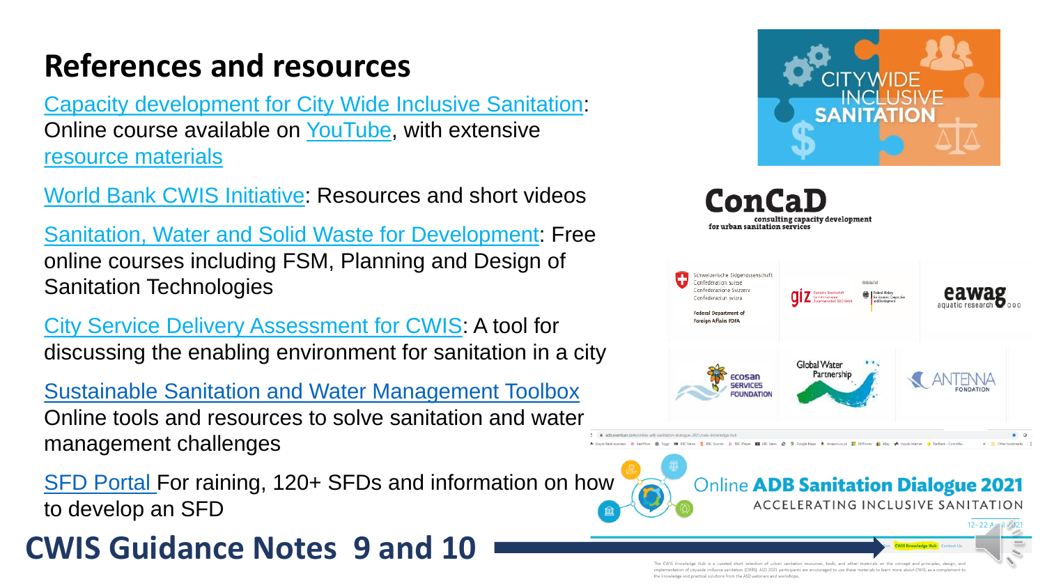# References and resources

Capacity development for City Wide Inclusive Sanitation: Online course available on YouTube, with extensive resource materials

World Bank CWIS Initiative: Resources and short videos

Sanitation, Water and Solid Waste for Development: Free online courses including FSM, Planning and Design of Sanitation Technologies

City Service Delivery Assessment for CWIS: A tool for discussing the enabling environment for sanitation in a city

Sustainable Sanitation and Water Management Toolbox Online tools and resources to solve sanitation and water management challenges

SFD Portal For raining, 120+ SFDs and information on how to develop an SFD

## CWIS Guidance Notes 9 and 10